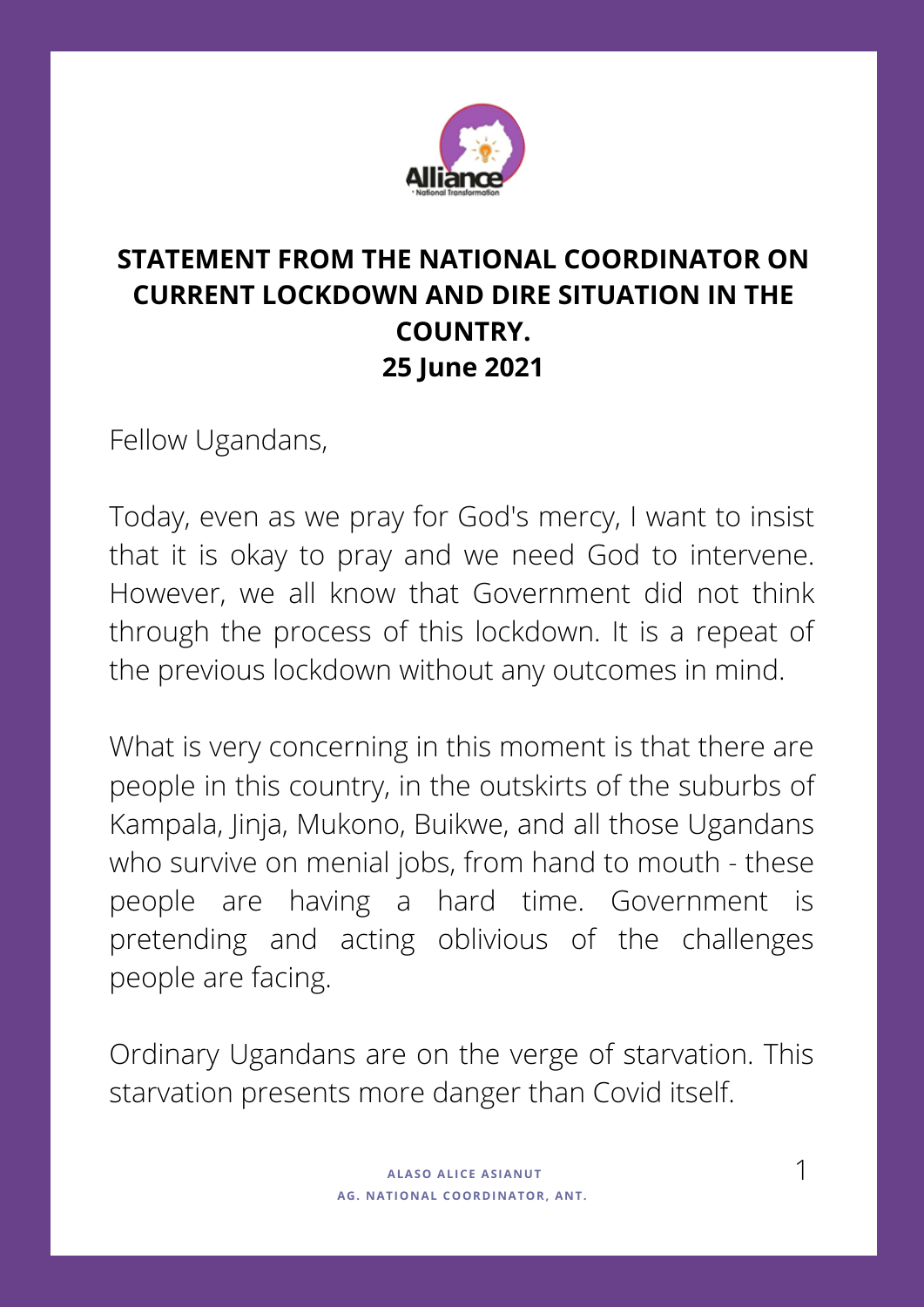# STATEMENT FROM THE NATIONAL COORDINATOR ON CURRENT LOCKDOWN AND DIRE SITUATION IN THE COUNTRY.

**25 June 2021**

Fellow Ugandans,

Today, even as we pray for God's mercy, I want to insist that it is okay to pray and we need God to intervene. However, we all know that Government did not think through the process of this lockdown. It is a repeat of the previous lockdown without any outcomes in mind.

What is very concerning in this moment is that there are people in this country, in the outskirts of the suburbs of Kampala, Jinja, Mukono, Buikwe, and all those Ugandans who survive on menial jobs, from hand to mouth - these people are having a hard time. Government is pretending and acting oblivious of the challenges people are facing.

Ordinary Ugandans are on the verge of starvation. This starvation presents more danger than Covid itself.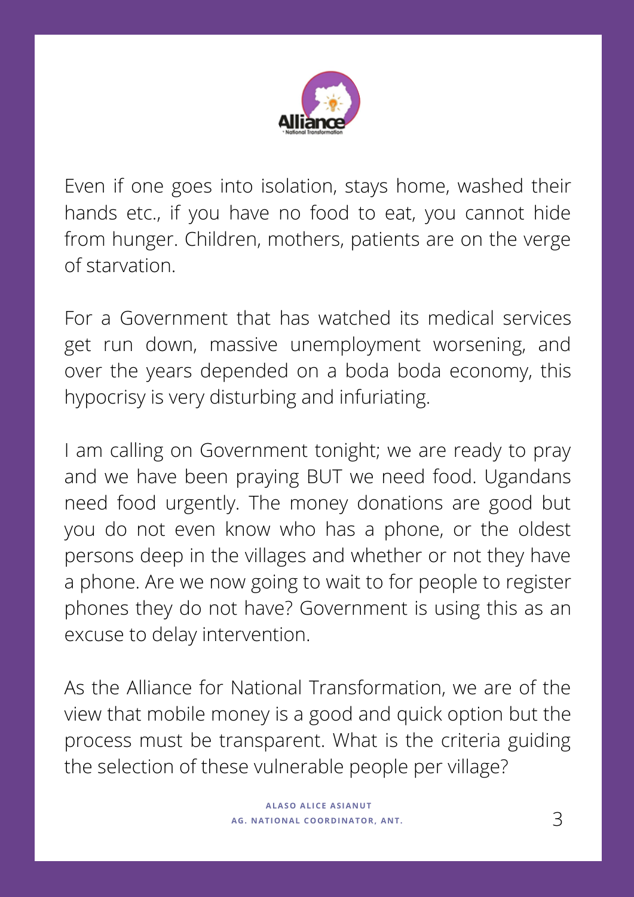Even if one goes into isolation, stays home, washed their hands etc., if you have no food to eat, you cannot hide from hunger. Children, mothers, patients are on the verge of starvation.

For a Government that has watched its medical services get run down, massive unemployment worsening, and over the years depended on a boda boda economy, this hypocrisy is very disturbing and infuriating.

I am calling on Government tonight; we are ready to pray and we have been praying BUT we need food. Ugandans need food urgently. The money donations are good but you do not even know who has a phone, or the oldest persons deep in the villages and whether or not they have a phone. Are we now going to wait to for people to register phones they do not have? Government is using this as an excuse to delay intervention.

As the Alliance for National Transformation, we are of the view that mobile money is a good and quick option but the process must be transparent. What is the criteria guiding the selection of these vulnerable people per village?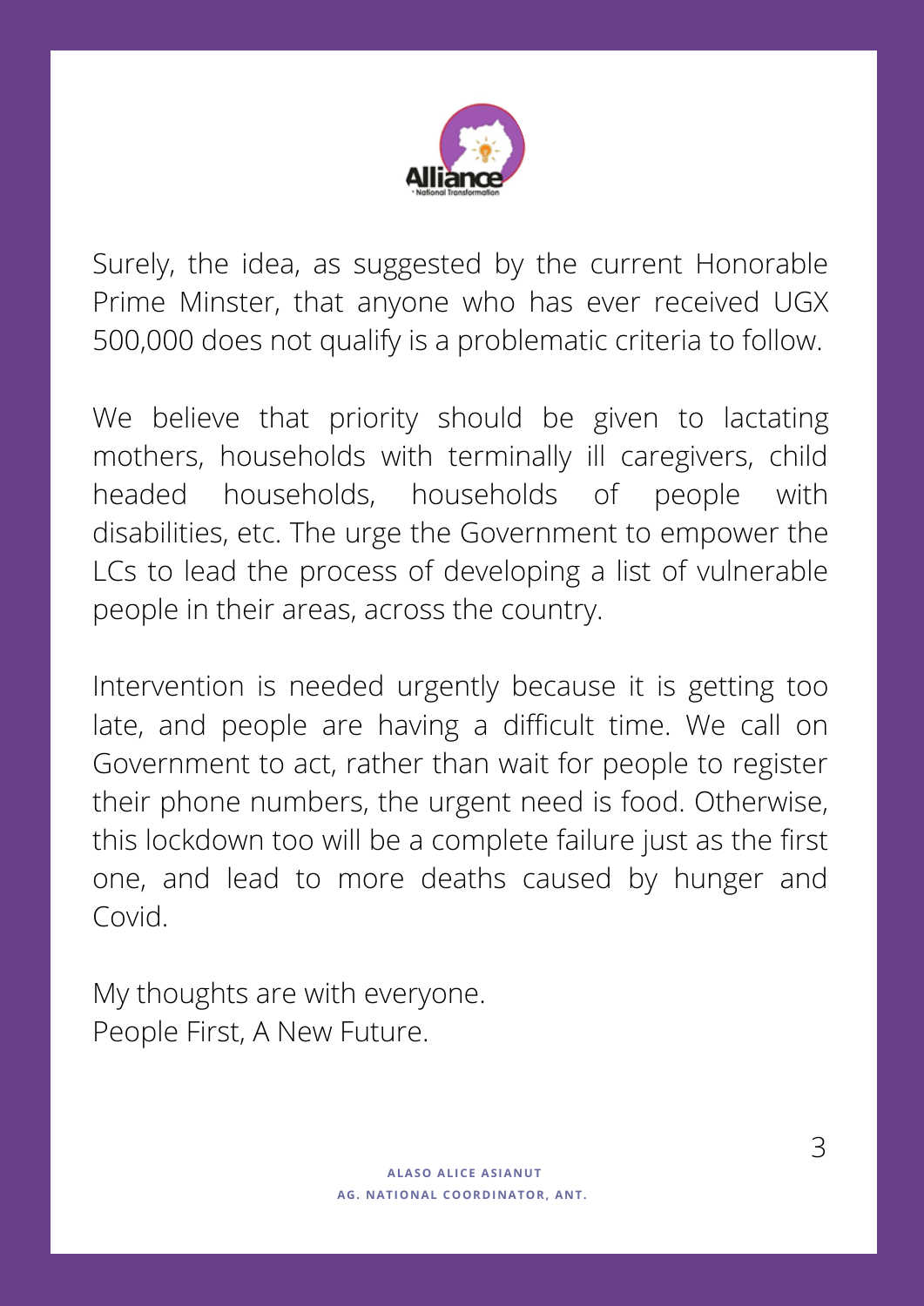Surely, the idea, as suggested by the current Honorable Prime Minster, that anyone who has ever received UGX 500,000 does not qualify is a problematic criteria to follow.

We believe that priority should be given to lactating mothers, households with terminally ill caregivers, child headed households, households of people with disabilities, etc. The urge the Government to empower the LCs to lead the process of developing a list of vulnerable people in their areas, across the country.

Intervention is needed urgently because it is getting too late, and people are having a difficult time. We call on Government to act, rather than wait for people to register their phone numbers, the urgent need is food. Otherwise, this lockdown too will be a complete failure just as the first one, and lead to more deaths caused by hunger and Covid.

My thoughts are with everyone.
People First, A New Future.

**ALASO ALICE ASIANUT**
**AG. NATIONAL COORDINATOR, ANT.**